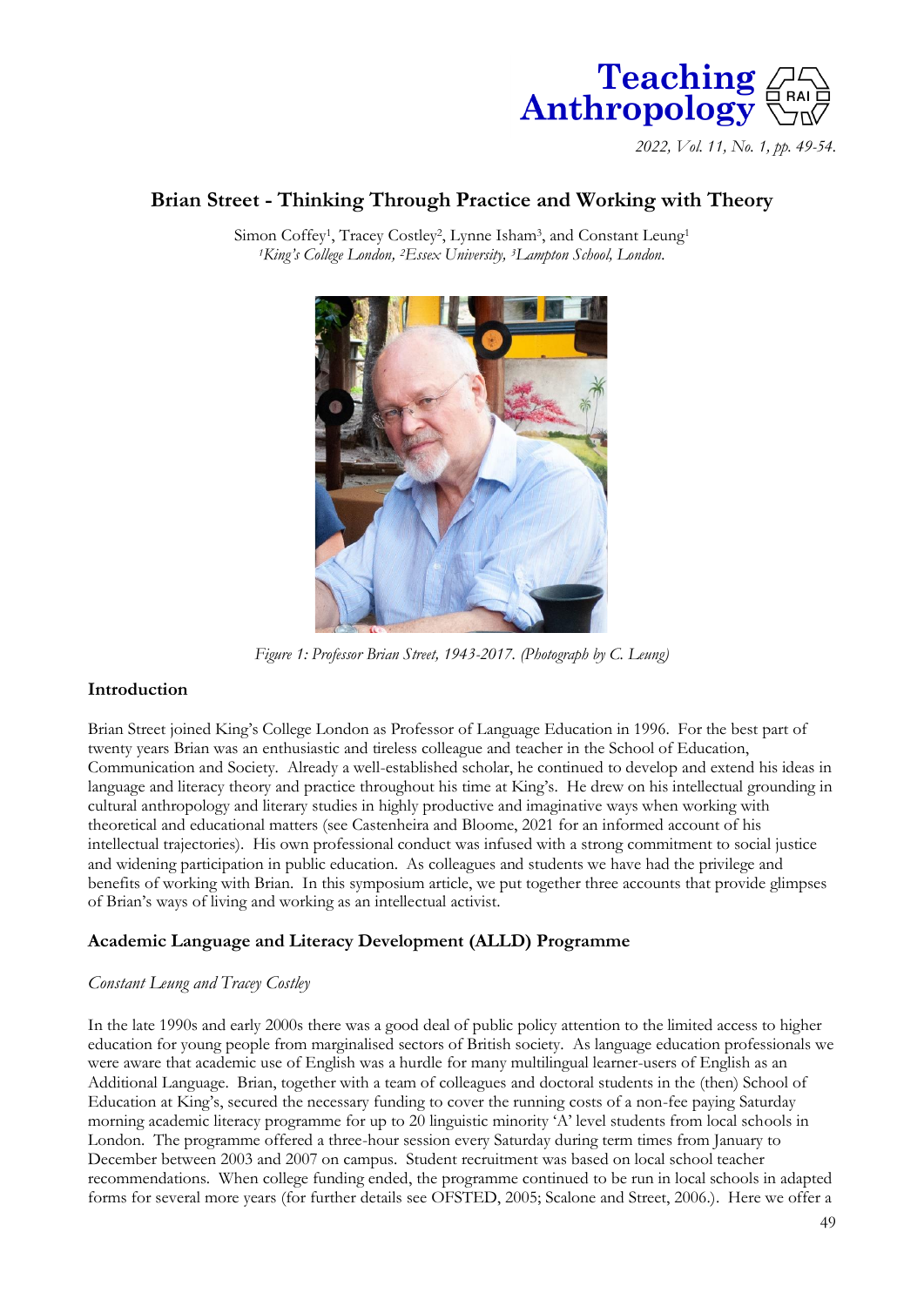# Brian Street - Thinking Through Practice and Working with Theory

Simon Coffey[1], Tracey Costley[2], Lynne Isham[3], and Constant Leung[1]

*[1]King's College London, [2]Essex University, [3]Lampton School, London.*

*Figure 1: Professor Brian Street, 1943-2017. (Photograph by C. Leung)*

## Introduction

Brian Street joined King's College London as Professor of Language Education in 1996. For the best part of twenty years Brian was an enthusiastic and tireless colleague and teacher in the School of Education, Communication and Society. Already a well-established scholar, he continued to develop and extend his ideas in language and literacy theory and practice throughout his time at King's. He drew on his intellectual grounding in cultural anthropology and literary studies in highly productive and imaginative ways when working with theoretical and educational matters (see Castenheira and Bloome, 2021 for an informed account of his intellectual trajectories). His own professional conduct was infused with a strong commitment to social justice and widening participation in public education. As colleagues and students we have had the privilege and benefits of working with Brian. In this symposium article, we put together three accounts that provide glimpses of Brian's ways of living and working as an intellectual activist.

## Academic Language and Literacy Development (ALLD) Programme

*Constant Leung and Tracey Costley*

In the late 1990s and early 2000s there was a good deal of public policy attention to the limited access to higher education for young people from marginalised sectors of British society. As language education professionals we were aware that academic use of English was a hurdle for many multilingual learner-users of English as an Additional Language. Brian, together with a team of colleagues and doctoral students in the (then) School of Education at King's, secured the necessary funding to cover the running costs of a non-fee paying Saturday morning academic literacy programme for up to 20 linguistic minority 'A' level students from local schools in London. The programme offered a three-hour session every Saturday during term times from January to December between 2003 and 2007 on campus. Student recruitment was based on local school teacher recommendations. When college funding ended, the programme continued to be run in local schools in adapted forms for several more years (for further details see OFSTED, 2005; Scalone and Street, 2006.). Here we offer a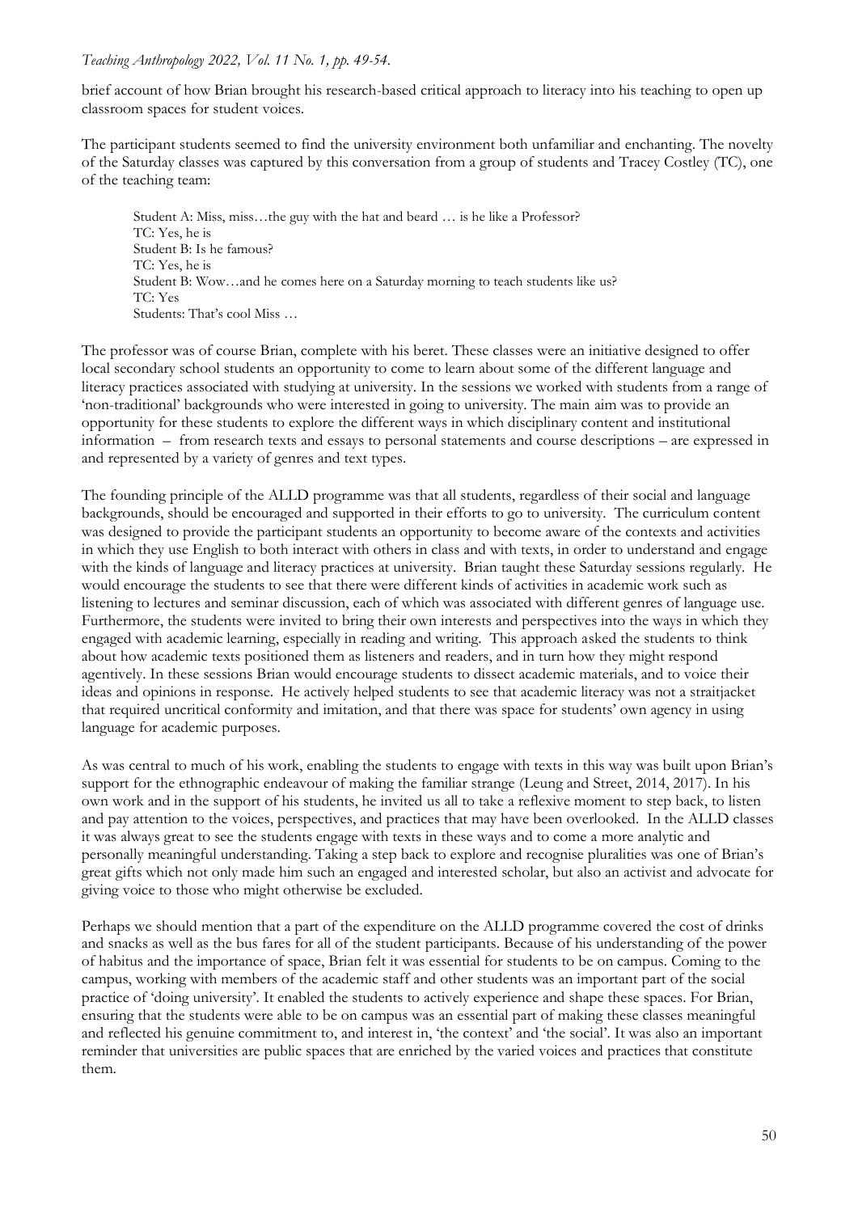brief account of how Brian brought his research-based critical approach to literacy into his teaching to open up classroom spaces for student voices.

The participant students seemed to find the university environment both unfamiliar and enchanting. The novelty of the Saturday classes was captured by this conversation from a group of students and Tracey Costley (TC), one of the teaching team:

> Student A: Miss, miss…the guy with the hat and beard … is he like a Professor?
> TC: Yes, he is
> Student B: Is he famous?
> TC: Yes, he is
> Student B: Wow…and he comes here on a Saturday morning to teach students like us?
> TC: Yes
> Students: That's cool Miss …

The professor was of course Brian, complete with his beret. These classes were an initiative designed to offer local secondary school students an opportunity to come to learn about some of the different language and literacy practices associated with studying at university. In the sessions we worked with students from a range of 'non-traditional' backgrounds who were interested in going to university. The main aim was to provide an opportunity for these students to explore the different ways in which disciplinary content and institutional information – from research texts and essays to personal statements and course descriptions – are expressed in and represented by a variety of genres and text types.

The founding principle of the ALLD programme was that all students, regardless of their social and language backgrounds, should be encouraged and supported in their efforts to go to university. The curriculum content was designed to provide the participant students an opportunity to become aware of the contexts and activities in which they use English to both interact with others in class and with texts, in order to understand and engage with the kinds of language and literacy practices at university. Brian taught these Saturday sessions regularly. He would encourage the students to see that there were different kinds of activities in academic work such as listening to lectures and seminar discussion, each of which was associated with different genres of language use. Furthermore, the students were invited to bring their own interests and perspectives into the ways in which they engaged with academic learning, especially in reading and writing. This approach asked the students to think about how academic texts positioned them as listeners and readers, and in turn how they might respond agentively. In these sessions Brian would encourage students to dissect academic materials, and to voice their ideas and opinions in response. He actively helped students to see that academic literacy was not a straitjacket that required uncritical conformity and imitation, and that there was space for students' own agency in using language for academic purposes.

As was central to much of his work, enabling the students to engage with texts in this way was built upon Brian's support for the ethnographic endeavour of making the familiar strange (Leung and Street, 2014, 2017). In his own work and in the support of his students, he invited us all to take a reflexive moment to step back, to listen and pay attention to the voices, perspectives, and practices that may have been overlooked. In the ALLD classes it was always great to see the students engage with texts in these ways and to come a more analytic and personally meaningful understanding. Taking a step back to explore and recognise pluralities was one of Brian's great gifts which not only made him such an engaged and interested scholar, but also an activist and advocate for giving voice to those who might otherwise be excluded.

Perhaps we should mention that a part of the expenditure on the ALLD programme covered the cost of drinks and snacks as well as the bus fares for all of the student participants. Because of his understanding of the power of habitus and the importance of space, Brian felt it was essential for students to be on campus. Coming to the campus, working with members of the academic staff and other students was an important part of the social practice of 'doing university'. It enabled the students to actively experience and shape these spaces. For Brian, ensuring that the students were able to be on campus was an essential part of making these classes meaningful and reflected his genuine commitment to, and interest in, 'the context' and 'the social'. It was also an important reminder that universities are public spaces that are enriched by the varied voices and practices that constitute them.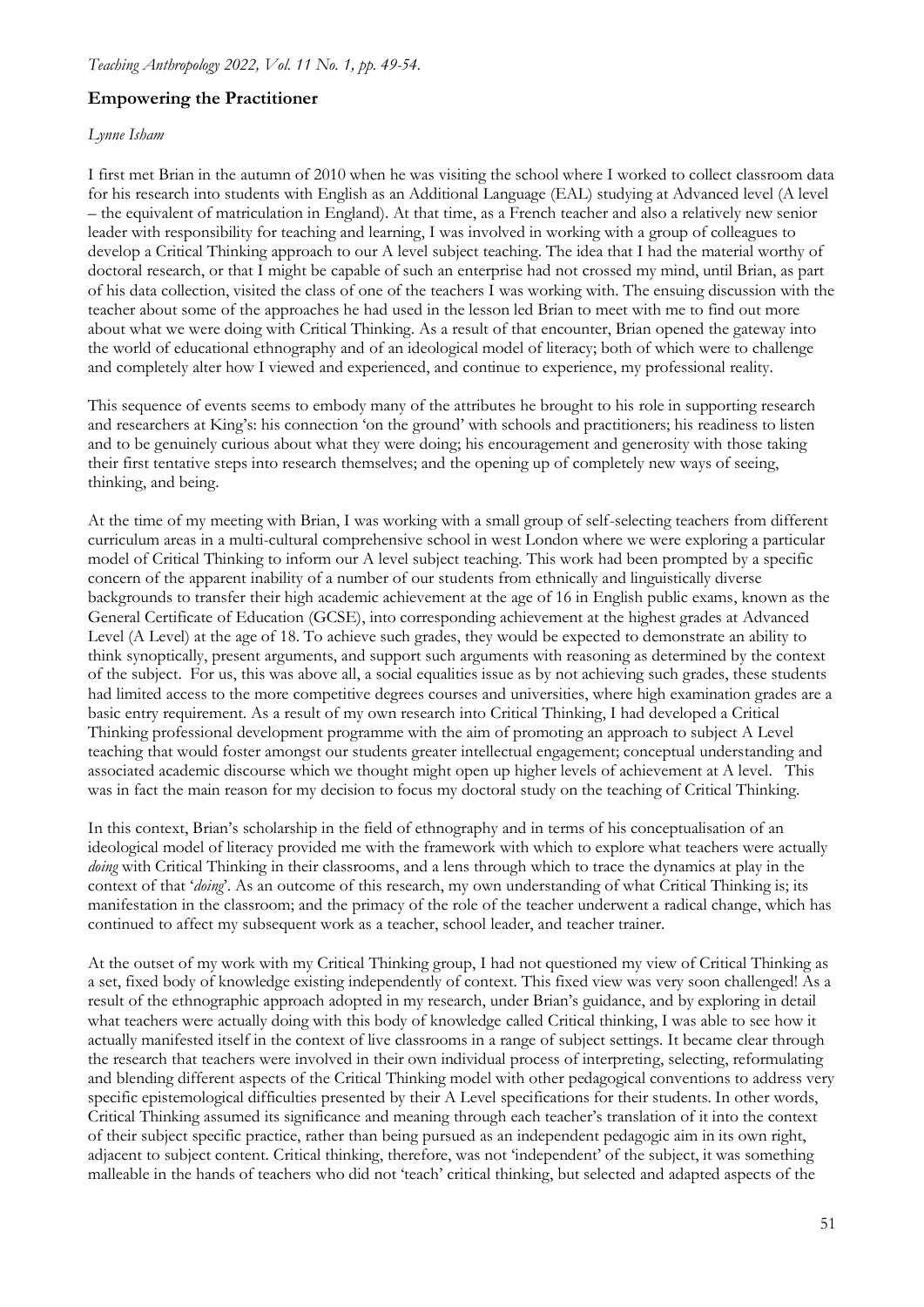## Empowering the Practitioner

*Lynne Isham*

I first met Brian in the autumn of 2010 when he was visiting the school where I worked to collect classroom data for his research into students with English as an Additional Language (EAL) studying at Advanced level (A level – the equivalent of matriculation in England). At that time, as a French teacher and also a relatively new senior leader with responsibility for teaching and learning, I was involved in working with a group of colleagues to develop a Critical Thinking approach to our A level subject teaching. The idea that I had the material worthy of doctoral research, or that I might be capable of such an enterprise had not crossed my mind, until Brian, as part of his data collection, visited the class of one of the teachers I was working with. The ensuing discussion with the teacher about some of the approaches he had used in the lesson led Brian to meet with me to find out more about what we were doing with Critical Thinking. As a result of that encounter, Brian opened the gateway into the world of educational ethnography and of an ideological model of literacy; both of which were to challenge and completely alter how I viewed and experienced, and continue to experience, my professional reality.

This sequence of events seems to embody many of the attributes he brought to his role in supporting research and researchers at King's: his connection 'on the ground' with schools and practitioners; his readiness to listen and to be genuinely curious about what they were doing; his encouragement and generosity with those taking their first tentative steps into research themselves; and the opening up of completely new ways of seeing, thinking, and being.

At the time of my meeting with Brian, I was working with a small group of self-selecting teachers from different curriculum areas in a multi-cultural comprehensive school in west London where we were exploring a particular model of Critical Thinking to inform our A level subject teaching. This work had been prompted by a specific concern of the apparent inability of a number of our students from ethnically and linguistically diverse backgrounds to transfer their high academic achievement at the age of 16 in English public exams, known as the General Certificate of Education (GCSE), into corresponding achievement at the highest grades at Advanced Level (A Level) at the age of 18. To achieve such grades, they would be expected to demonstrate an ability to think synoptically, present arguments, and support such arguments with reasoning as determined by the context of the subject. For us, this was above all, a social equalities issue as by not achieving such grades, these students had limited access to the more competitive degrees courses and universities, where high examination grades are a basic entry requirement. As a result of my own research into Critical Thinking, I had developed a Critical Thinking professional development programme with the aim of promoting an approach to subject A Level teaching that would foster amongst our students greater intellectual engagement; conceptual understanding and associated academic discourse which we thought might open up higher levels of achievement at A level. This was in fact the main reason for my decision to focus my doctoral study on the teaching of Critical Thinking.

In this context, Brian's scholarship in the field of ethnography and in terms of his conceptualisation of an ideological model of literacy provided me with the framework with which to explore what teachers were actually *doing* with Critical Thinking in their classrooms, and a lens through which to trace the dynamics at play in the context of that '*doing*'. As an outcome of this research, my own understanding of what Critical Thinking is; its manifestation in the classroom; and the primacy of the role of the teacher underwent a radical change, which has continued to affect my subsequent work as a teacher, school leader, and teacher trainer.

At the outset of my work with my Critical Thinking group, I had not questioned my view of Critical Thinking as a set, fixed body of knowledge existing independently of context. This fixed view was very soon challenged! As a result of the ethnographic approach adopted in my research, under Brian's guidance, and by exploring in detail what teachers were actually doing with this body of knowledge called Critical thinking, I was able to see how it actually manifested itself in the context of live classrooms in a range of subject settings. It became clear through the research that teachers were involved in their own individual process of interpreting, selecting, reformulating and blending different aspects of the Critical Thinking model with other pedagogical conventions to address very specific epistemological difficulties presented by their A Level specifications for their students. In other words, Critical Thinking assumed its significance and meaning through each teacher's translation of it into the context of their subject specific practice, rather than being pursued as an independent pedagogic aim in its own right, adjacent to subject content. Critical thinking, therefore, was not 'independent' of the subject, it was something malleable in the hands of teachers who did not 'teach' critical thinking, but selected and adapted aspects of the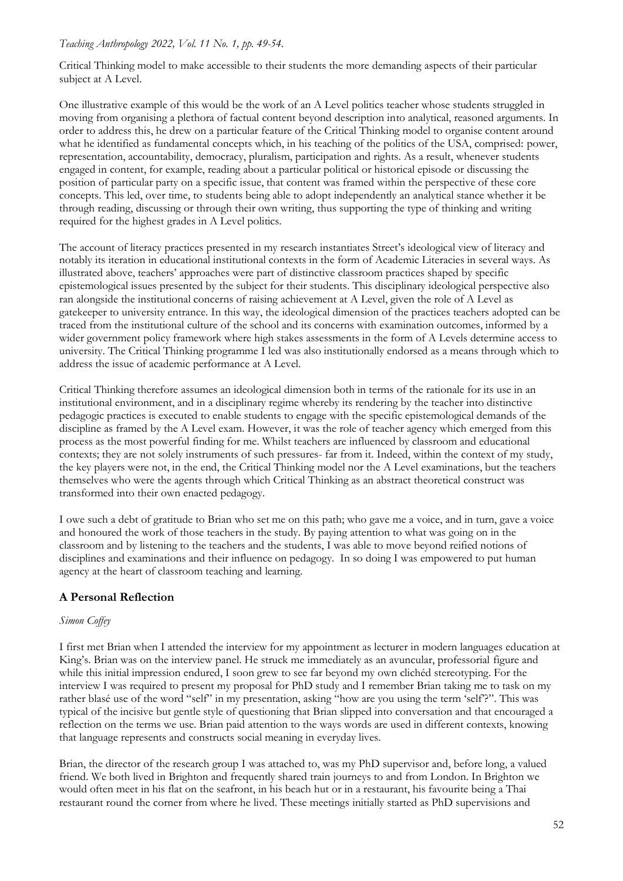Critical Thinking model to make accessible to their students the more demanding aspects of their particular subject at A Level.

One illustrative example of this would be the work of an A Level politics teacher whose students struggled in moving from organising a plethora of factual content beyond description into analytical, reasoned arguments. In order to address this, he drew on a particular feature of the Critical Thinking model to organise content around what he identified as fundamental concepts which, in his teaching of the politics of the USA, comprised: power, representation, accountability, democracy, pluralism, participation and rights. As a result, whenever students engaged in content, for example, reading about a particular political or historical episode or discussing the position of particular party on a specific issue, that content was framed within the perspective of these core concepts. This led, over time, to students being able to adopt independently an analytical stance whether it be through reading, discussing or through their own writing, thus supporting the type of thinking and writing required for the highest grades in A Level politics.

The account of literacy practices presented in my research instantiates Street's ideological view of literacy and notably its iteration in educational institutional contexts in the form of Academic Literacies in several ways. As illustrated above, teachers' approaches were part of distinctive classroom practices shaped by specific epistemological issues presented by the subject for their students. This disciplinary ideological perspective also ran alongside the institutional concerns of raising achievement at A Level, given the role of A Level as gatekeeper to university entrance. In this way, the ideological dimension of the practices teachers adopted can be traced from the institutional culture of the school and its concerns with examination outcomes, informed by a wider government policy framework where high stakes assessments in the form of A Levels determine access to university. The Critical Thinking programme I led was also institutionally endorsed as a means through which to address the issue of academic performance at A Level.

Critical Thinking therefore assumes an ideological dimension both in terms of the rationale for its use in an institutional environment, and in a disciplinary regime whereby its rendering by the teacher into distinctive pedagogic practices is executed to enable students to engage with the specific epistemological demands of the discipline as framed by the A Level exam. However, it was the role of teacher agency which emerged from this process as the most powerful finding for me. Whilst teachers are influenced by classroom and educational contexts; they are not solely instruments of such pressures- far from it. Indeed, within the context of my study, the key players were not, in the end, the Critical Thinking model nor the A Level examinations, but the teachers themselves who were the agents through which Critical Thinking as an abstract theoretical construct was transformed into their own enacted pedagogy.

I owe such a debt of gratitude to Brian who set me on this path; who gave me a voice, and in turn, gave a voice and honoured the work of those teachers in the study. By paying attention to what was going on in the classroom and by listening to the teachers and the students, I was able to move beyond reified notions of disciplines and examinations and their influence on pedagogy. In so doing I was empowered to put human agency at the heart of classroom teaching and learning.

## A Personal Reflection

*Simon Coffey*

I first met Brian when I attended the interview for my appointment as lecturer in modern languages education at King's. Brian was on the interview panel. He struck me immediately as an avuncular, professorial figure and while this initial impression endured, I soon grew to see far beyond my own clichéd stereotyping. For the interview I was required to present my proposal for PhD study and I remember Brian taking me to task on my rather blasé use of the word "self" in my presentation, asking "how are you using the term 'self'?". This was typical of the incisive but gentle style of questioning that Brian slipped into conversation and that encouraged a reflection on the terms we use. Brian paid attention to the ways words are used in different contexts, knowing that language represents and constructs social meaning in everyday lives.

Brian, the director of the research group I was attached to, was my PhD supervisor and, before long, a valued friend. We both lived in Brighton and frequently shared train journeys to and from London. In Brighton we would often meet in his flat on the seafront, in his beach hut or in a restaurant, his favourite being a Thai restaurant round the corner from where he lived. These meetings initially started as PhD supervisions and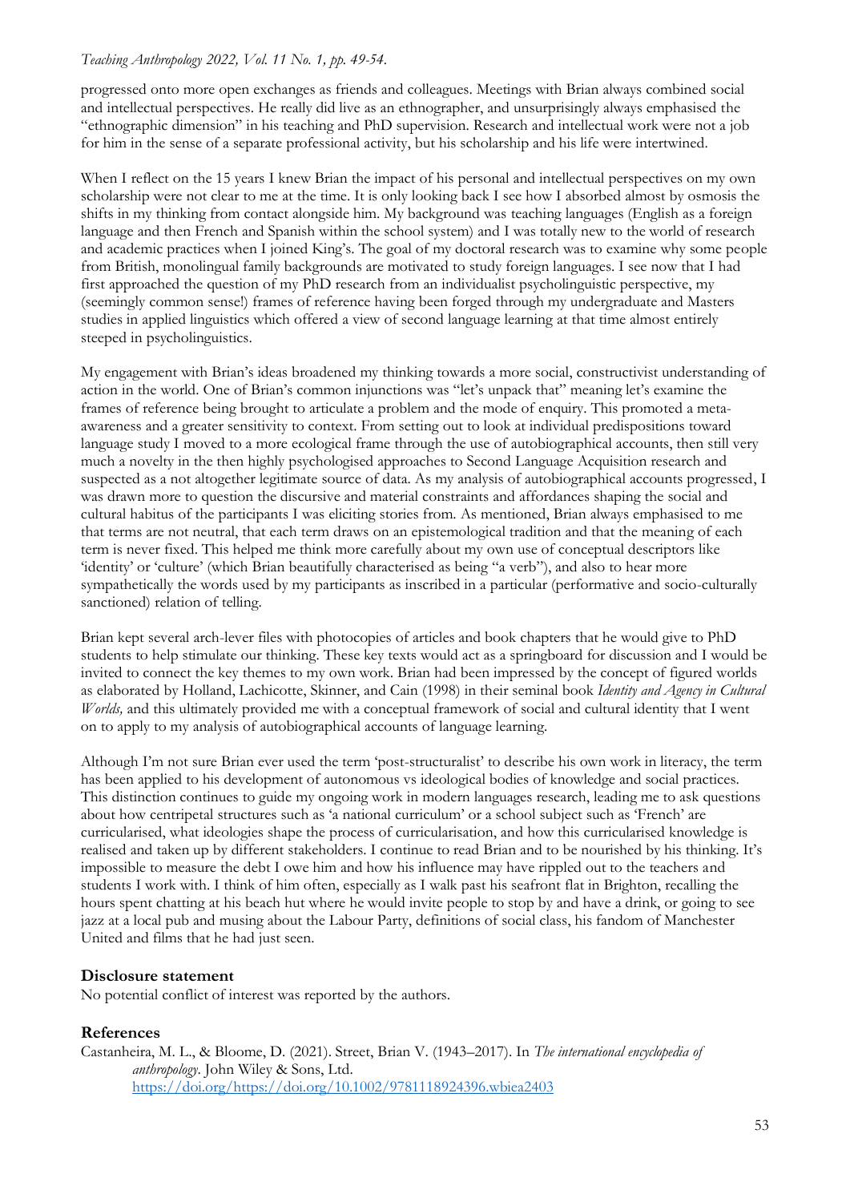progressed onto more open exchanges as friends and colleagues. Meetings with Brian always combined social and intellectual perspectives. He really did live as an ethnographer, and unsurprisingly always emphasised the "ethnographic dimension" in his teaching and PhD supervision. Research and intellectual work were not a job for him in the sense of a separate professional activity, but his scholarship and his life were intertwined.

When I reflect on the 15 years I knew Brian the impact of his personal and intellectual perspectives on my own scholarship were not clear to me at the time. It is only looking back I see how I absorbed almost by osmosis the shifts in my thinking from contact alongside him. My background was teaching languages (English as a foreign language and then French and Spanish within the school system) and I was totally new to the world of research and academic practices when I joined King's. The goal of my doctoral research was to examine why some people from British, monolingual family backgrounds are motivated to study foreign languages. I see now that I had first approached the question of my PhD research from an individualist psycholinguistic perspective, my (seemingly common sense!) frames of reference having been forged through my undergraduate and Masters studies in applied linguistics which offered a view of second language learning at that time almost entirely steeped in psycholinguistics.

My engagement with Brian's ideas broadened my thinking towards a more social, constructivist understanding of action in the world. One of Brian's common injunctions was "let's unpack that" meaning let's examine the frames of reference being brought to articulate a problem and the mode of enquiry. This promoted a meta-awareness and a greater sensitivity to context. From setting out to look at individual predispositions toward language study I moved to a more ecological frame through the use of autobiographical accounts, then still very much a novelty in the then highly psychologised approaches to Second Language Acquisition research and suspected as a not altogether legitimate source of data. As my analysis of autobiographical accounts progressed, I was drawn more to question the discursive and material constraints and affordances shaping the social and cultural habitus of the participants I was eliciting stories from. As mentioned, Brian always emphasised to me that terms are not neutral, that each term draws on an epistemological tradition and that the meaning of each term is never fixed. This helped me think more carefully about my own use of conceptual descriptors like 'identity' or 'culture' (which Brian beautifully characterised as being "a verb"), and also to hear more sympathetically the words used by my participants as inscribed in a particular (performative and socio-culturally sanctioned) relation of telling.

Brian kept several arch-lever files with photocopies of articles and book chapters that he would give to PhD students to help stimulate our thinking. These key texts would act as a springboard for discussion and I would be invited to connect the key themes to my own work. Brian had been impressed by the concept of figured worlds as elaborated by Holland, Lachicotte, Skinner, and Cain (1998) in their seminal book *Identity and Agency in Cultural Worlds,* and this ultimately provided me with a conceptual framework of social and cultural identity that I went on to apply to my analysis of autobiographical accounts of language learning.

Although I'm not sure Brian ever used the term 'post-structuralist' to describe his own work in literacy, the term has been applied to his development of autonomous vs ideological bodies of knowledge and social practices. This distinction continues to guide my ongoing work in modern languages research, leading me to ask questions about how centripetal structures such as 'a national curriculum' or a school subject such as 'French' are curricularised, what ideologies shape the process of curricularisation, and how this curricularised knowledge is realised and taken up by different stakeholders. I continue to read Brian and to be nourished by his thinking. It's impossible to measure the debt I owe him and how his influence may have rippled out to the teachers and students I work with. I think of him often, especially as I walk past his seafront flat in Brighton, recalling the hours spent chatting at his beach hut where he would invite people to stop by and have a drink, or going to see jazz at a local pub and musing about the Labour Party, definitions of social class, his fandom of Manchester United and films that he had just seen.

## Disclosure statement

No potential conflict of interest was reported by the authors.

## References

Castanheira, M. L., & Bloome, D. (2021). Street, Brian V. (1943–2017). In *The international encyclopedia of anthropology*. John Wiley & Sons, Ltd. https://doi.org/https://doi.org/10.1002/9781118924396.wbiea2403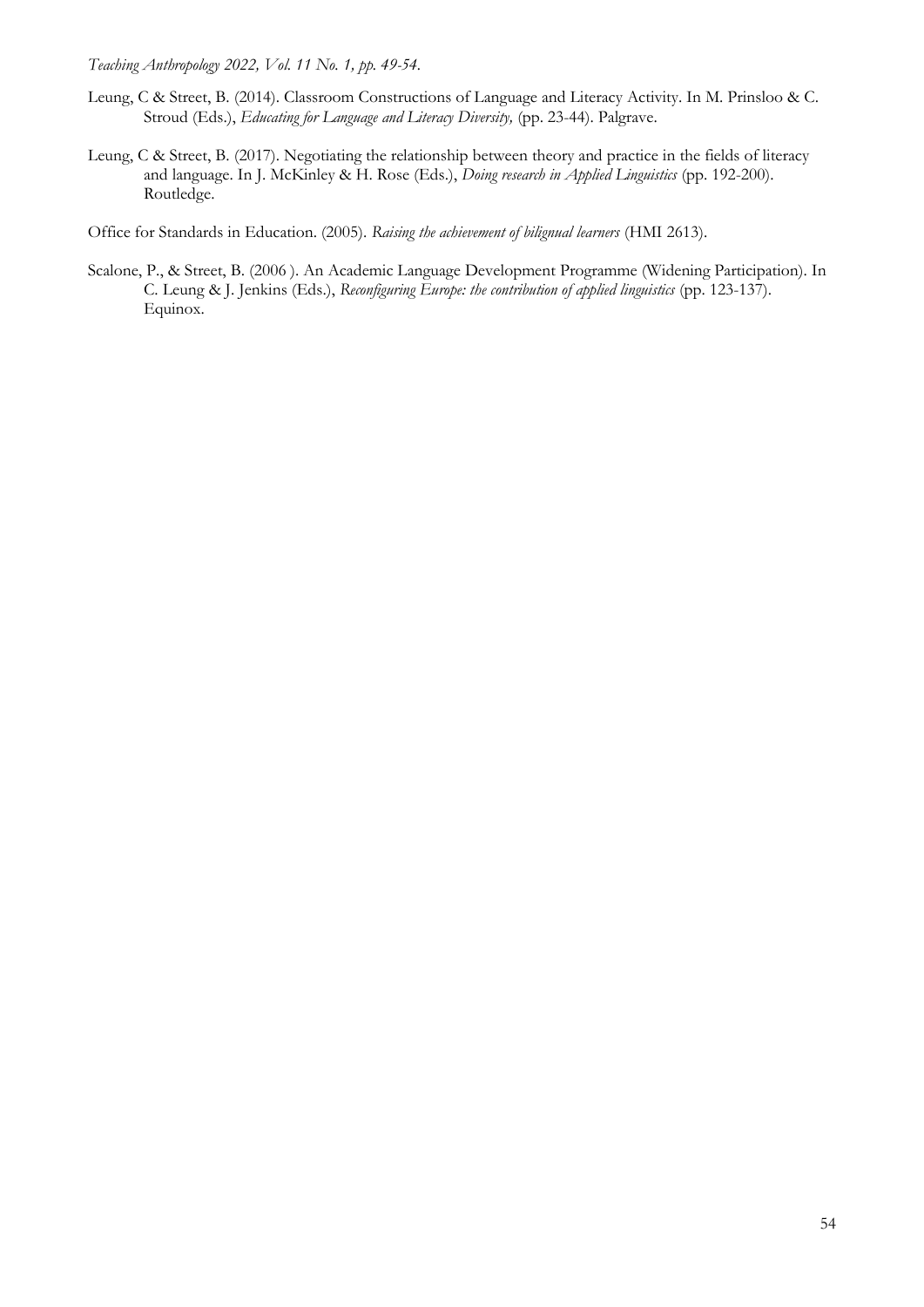Leung, C & Street, B. (2014). Classroom Constructions of Language and Literacy Activity. In M. Prinsloo & C. Stroud (Eds.), *Educating for Language and Literacy Diversity,* (pp. 23-44). Palgrave.

Leung, C & Street, B. (2017). Negotiating the relationship between theory and practice in the fields of literacy and language. In J. McKinley & H. Rose (Eds.), *Doing research in Applied Linguistics* (pp. 192-200). Routledge.

Office for Standards in Education. (2005). *Raising the achievement of bilignual learners* (HMI 2613).

Scalone, P., & Street, B. (2006 ). An Academic Language Development Programme (Widening Participation). In C. Leung & J. Jenkins (Eds.), *Reconfiguring Europe: the contribution of applied linguistics* (pp. 123-137). Equinox.